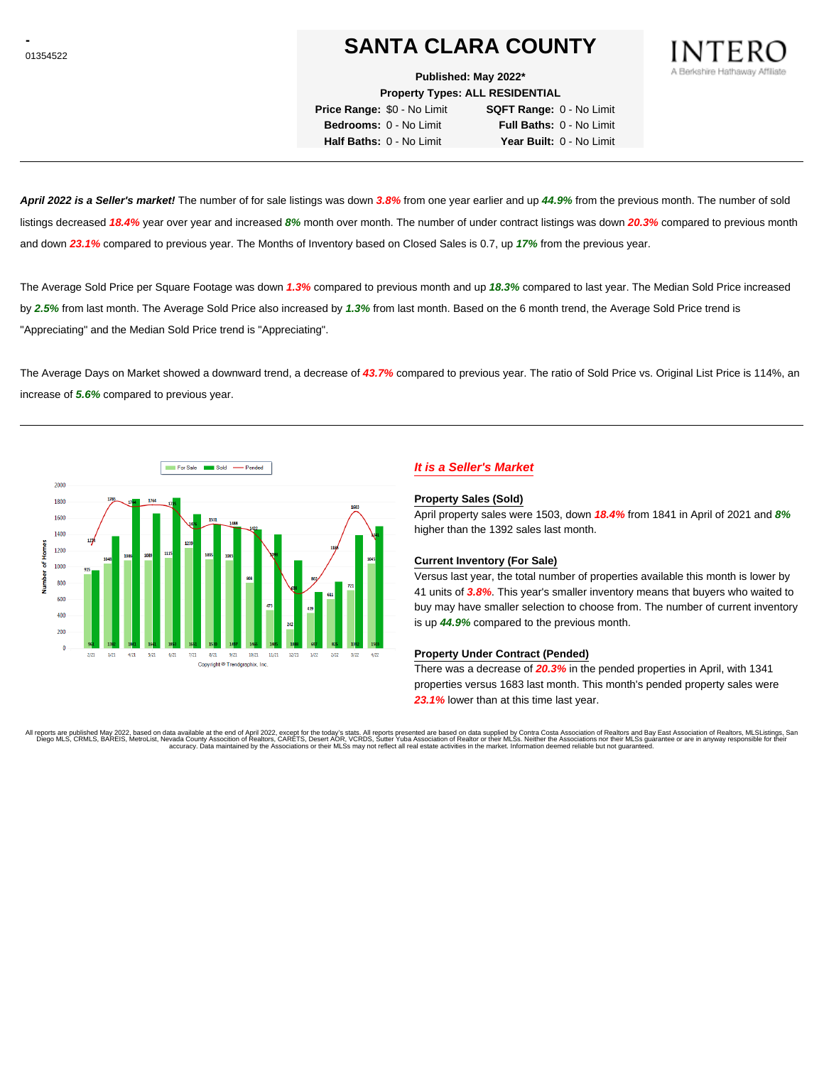-
01354522

# SANTA CLARA COUNTY

INTERO
A Berkshire Hathaway Affiliate

**Published: May 2022***
**Property Types: ALL RESIDENTIAL**

**Price Range:** $0 - No Limit **SQFT Range:** 0 - No Limit
**Bedrooms:** 0 - No Limit **Full Baths:** 0 - No Limit
**Half Baths:** 0 - No Limit **Year Built:** 0 - No Limit

***April 2022 is a Seller's market!*** The number of for sale listings was down ***3.8%*** from one year earlier and up ***44.9%*** from the previous month. The number of sold listings decreased ***18.4%*** year over year and increased ***8%*** month over month. The number of under contract listings was down ***20.3%*** compared to previous month and down ***23.1%*** compared to previous year. The Months of Inventory based on Closed Sales is 0.7, up ***17%*** from the previous year.

The Average Sold Price per Square Footage was down ***1.3%*** compared to previous month and up ***18.3%*** compared to last year. The Median Sold Price increased by ***2.5%*** from last month. The Average Sold Price also increased by ***1.3%*** from last month. Based on the 6 month trend, the Average Sold Price trend is "Appreciating" and the Median Sold Price trend is "Appreciating".

The Average Days on Market showed a downward trend, a decrease of ***43.7%*** compared to previous year. The ratio of Sold Price vs. Original List Price is 114%, an increase of ***5.6%*** compared to previous year.

Copyright © Trendgraphix, Inc.

## *It is a Seller's Market*

### Property Sales (Sold)

April property sales were 1503, down ***18.4%*** from 1841 in April of 2021 and ***8%*** higher than the 1392 sales last month.

### Current Inventory (For Sale)

Versus last year, the total number of properties available this month is lower by 41 units of ***3.8%***. This year's smaller inventory means that buyers who waited to buy may have smaller selection to choose from. The number of current inventory is up ***44.9%*** compared to the previous month.

### Property Under Contract (Pended)

There was a decrease of ***20.3%*** in the pended properties in April, with 1341 properties versus 1683 last month. This month's pended property sales were ***23.1%*** lower than at this time last year.

All reports are published May 2022, based on data available at the end of April 2022, except for the today's stats. All reports presented are based on data supplied by Contra Costa Association of Realtors and Bay East Association of Realtors, MLSListings, San Diego MLS, CRMLS, BAREIS, MetroList, Nevada County Association of Realtors, CARETS, Desert AOR, VCRDS, Sutter Yuba Association of Realtor or their MLSs. Neither the Associations nor their MLSs guarantee or are in anyway responsible for their accuracy. Data maintained by the Associations or their MLSs may not reflect all real estate activities in the market. Information deemed reliable but not guaranteed.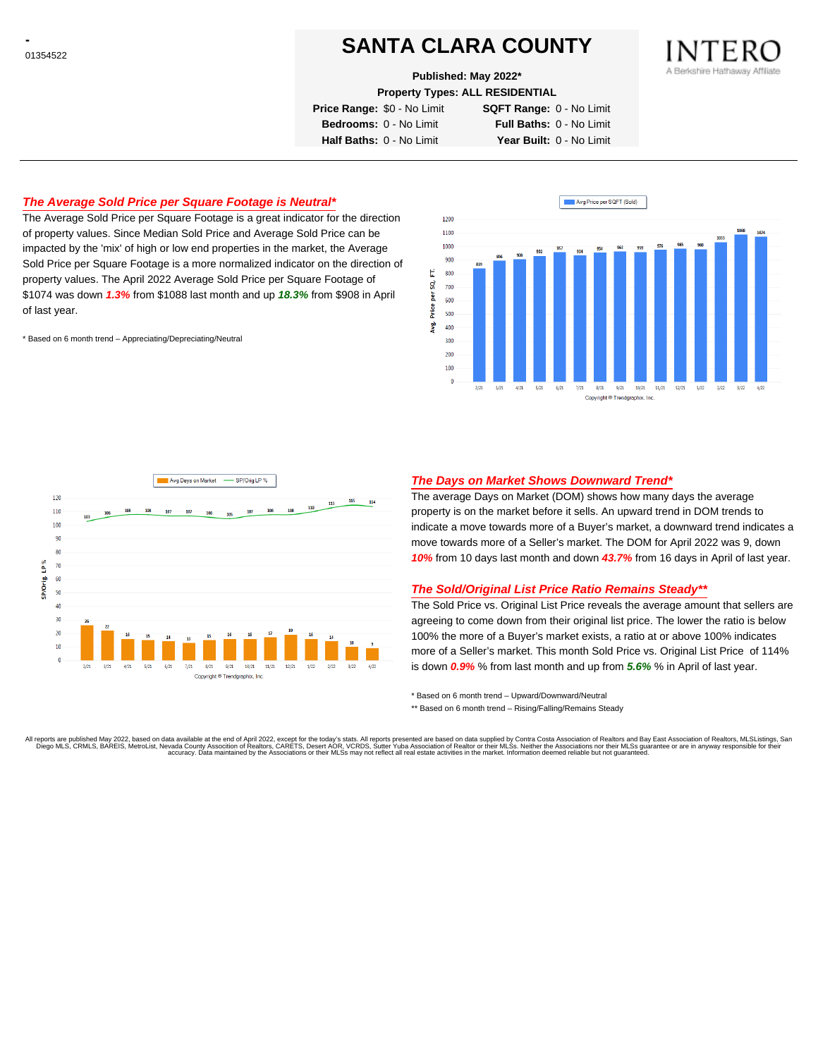-
01354522

# SANTA CLARA COUNTY

INTERO
A Berkshire Hathaway Affiliate

**Published: May 2022***
**Property Types: ALL RESIDENTIAL**

| | | | |
|---|---|---|---|
| **Price Range:** | $0 - No Limit | **SQFT Range:** | 0 - No Limit |
| **Bedrooms:** | 0 - No Limit | **Full Baths:** | 0 - No Limit |
| **Half Baths:** | 0 - No Limit | **Year Built:** | 0 - No Limit |

## *The Average Sold Price per Square Footage is Neutral**

The Average Sold Price per Square Footage is a great indicator for the direction of property values. Since Median Sold Price and Average Sold Price can be impacted by the 'mix' of high or low end properties in the market, the Average Sold Price per Square Footage is a more normalized indicator on the direction of property values. The April 2022 Average Sold Price per Square Footage of $1074 was down ***1.3%*** from $1088 last month and up ***18.3%*** from $908 in April of last year.

* Based on 6 month trend – Appreciating/Depreciating/Neutral

| Month | Avg Price per SQFT (Sold) |
|---|---|
| 2/21 | 839 |
| 3/21 | 896 |
| 4/21 | 908 |
| 5/21 | 932 |
| 6/21 | 967 |
| 7/21 | 934 |
| 8/21 | 954 |
| 9/21 | 963 |
| 10/21 | 959 |
| 11/21 | 976 |
| 12/21 | 985 |
| 1/22 | 980 |
| 2/22 | 1035 |
| 3/22 | 1088 |
| 4/22 | 1074 |

Copyright © Trendgraphix, Inc.

| Month | Avg Days on Market | SP/Orig LP % |
|---|---|---|
| 2/21 | 26 | 103 |
| 3/21 | 22 | 106 |
| 4/21 | 16 | 108 |
| 5/21 | 15 | 108 |
| 6/21 | 14 | 107 |
| 7/21 | 13 | 107 |
| 8/21 | 15 | 106 |
| 9/21 | 16 | 105 |
| 10/21 | 16 | 107 |
| 11/21 | 17 | 108 |
| 12/21 | 19 | 108 |
| 1/22 | 16 | 110 |
| 2/22 | 14 | 113 |
| 3/22 | 10 | 115 |
| 4/22 | 9 | 114 |

Copyright © Trendgraphix, Inc.

## *The Days on Market Shows Downward Trend**

The average Days on Market (DOM) shows how many days the average property is on the market before it sells. An upward trend in DOM trends to indicate a move towards more of a Buyer's market, a downward trend indicates a move towards more of a Seller's market. The DOM for April 2022 was 9, down ***10%*** from 10 days last month and down ***43.7%*** from 16 days in April of last year.

## *The Sold/Original List Price Ratio Remains Steady***

The Sold Price vs. Original List Price reveals the average amount that sellers are agreeing to come down from their original list price. The lower the ratio is below 100% the more of a Buyer's market exists, a ratio at or above 100% indicates more of a Seller's market. This month Sold Price vs. Original List Price of 114% is down ***0.9%*** % from last month and up from ***5.6%*** % in April of last year.

* Based on 6 month trend – Upward/Downward/Neutral
** Based on 6 month trend – Rising/Falling/Remains Steady

All reports are published May 2022, based on data available at the end of April 2022, except for the today's stats. All reports presented are based on data supplied by Contra Costa Association of Realtors and Bay East Association of Realtors, MLSListings, San Diego MLS, CRMLS, BAREIS, MetroList, Nevada County Association of Realtors, CARETS, Desert AOR, VCRDS, Sutter Yuba Association of Realtor or their MLSs. Neither the Associations nor their MLSs guarantee or are in anyway responsible for their accuracy. Data maintained by the Associations or their MLSs may not reflect all real estate activities in the market. Information deemed reliable but not guaranteed.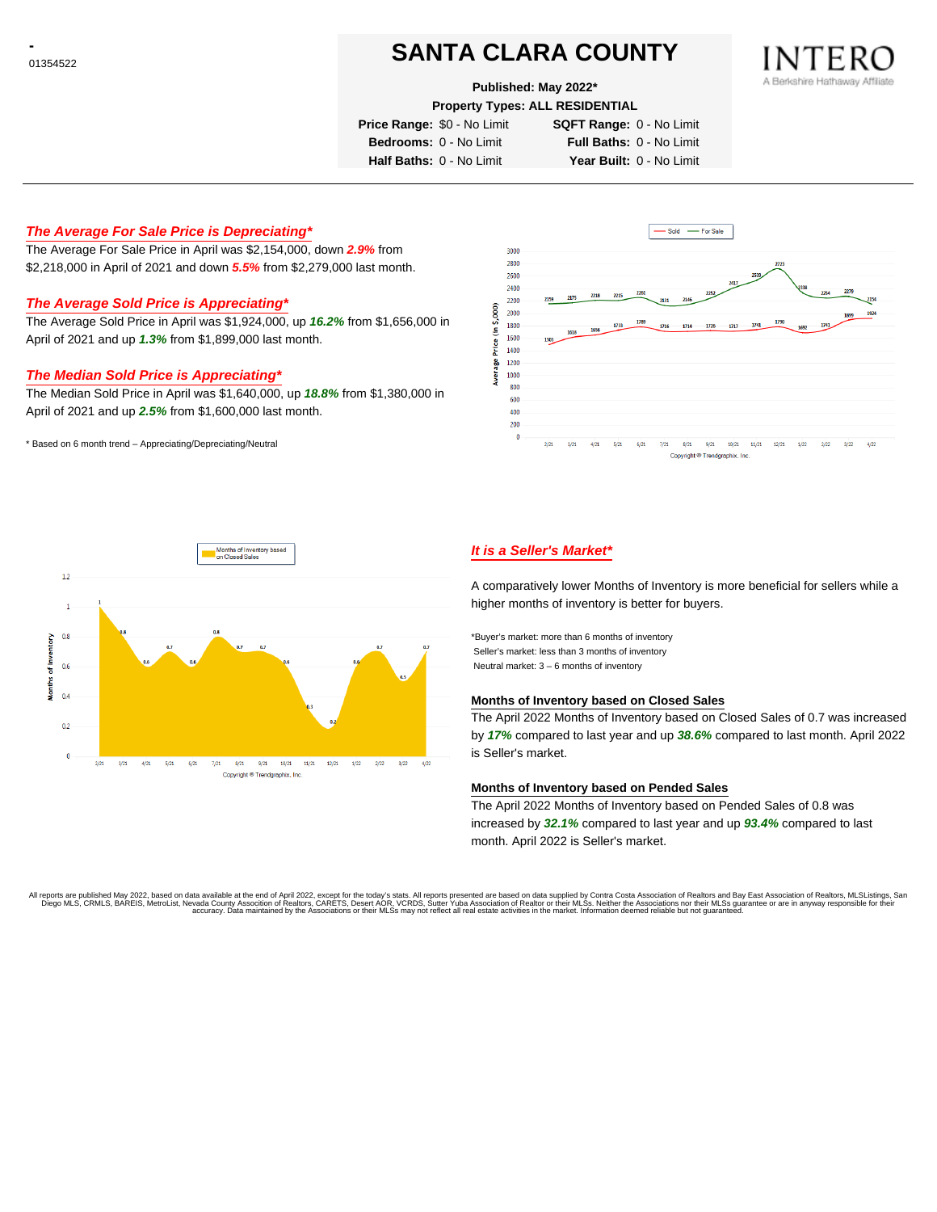-
01354522

# SANTA CLARA COUNTY

**Published: May 2022***

**Property Types: ALL RESIDENTIAL**

**Price Range:** $0 - No Limit **SQFT Range:** 0 - No Limit
**Bedrooms:** 0 - No Limit **Full Baths:** 0 - No Limit
**Half Baths:** 0 - No Limit **Year Built:** 0 - No Limit

INTERO
A Berkshire Hathaway Affiliate

### *The Average For Sale Price is Depreciating**

The Average For Sale Price in April was $2,154,000, down ***2.9%*** from $2,218,000 in April of 2021 and down ***5.5%*** from $2,279,000 last month.

### *The Average Sold Price is Appreciating**

The Average Sold Price in April was $1,924,000, up ***16.2%*** from $1,656,000 in April of 2021 and up ***1.3%*** from $1,899,000 last month.

### *The Median Sold Price is Appreciating**

The Median Sold Price in April was $1,640,000, up ***18.8%*** from $1,380,000 in April of 2021 and up ***2.5%*** from $1,600,000 last month.

* Based on 6 month trend – Appreciating/Depreciating/Neutral

| Month | 2/21 | 3/21 | 4/21 | 5/21 | 6/21 | 7/21 | 8/21 | 9/21 | 10/21 | 11/21 | 12/21 | 1/22 | 2/22 | 3/22 | 4/22 |
|---|---|---|---|---|---|---|---|---|---|---|---|---|---|---|---|
| Sold | 1503 | 1616 | 1656 | 1733 | 1789 | 1716 | 1714 | 1720 | 1717 | 1741 | 1790 | 1692 | 1741 | 1899 | 1924 |
| For Sale | 2159 | 2175 | 2218 | 2215 | 2281 | 2131 | 2146 | 2252 | 2417 | 2539 | 2723 | 2338 | 2254 | 2279 | 2154 |

Average Price (in $,000)

Copyright © Trendgraphix, Inc.

| Month | 2/21 | 3/21 | 4/21 | 5/21 | 6/21 | 7/21 | 8/21 | 9/21 | 10/21 | 11/21 | 12/21 | 1/22 | 2/22 | 3/22 | 4/22 |
|---|---|---|---|---|---|---|---|---|---|---|---|---|---|---|---|
| Months of Inventory based on Closed Sales | 1 | 0.8 | 0.6 | 0.7 | 0.6 | 0.8 | 0.7 | 0.7 | 0.6 | 0.3 | 0.2 | 0.6 | 0.7 | 0.5 | 0.7 |

Copyright © Trendgraphix, Inc.

### *It is a Seller's Market**

A comparatively lower Months of Inventory is more beneficial for sellers while a higher months of inventory is better for buyers.

*Buyer's market: more than 6 months of inventory
Seller's market: less than 3 months of inventory
Neutral market: 3 – 6 months of inventory

#### Months of Inventory based on Closed Sales

The April 2022 Months of Inventory based on Closed Sales of 0.7 was increased by ***17%*** compared to last year and up ***38.6%*** compared to last month. April 2022 is Seller's market.

#### Months of Inventory based on Pended Sales

The April 2022 Months of Inventory based on Pended Sales of 0.8 was increased by ***32.1%*** compared to last year and up ***93.4%*** compared to last month. April 2022 is Seller's market.

All reports are published May 2022, based on data available at the end of April 2022, except for the today's stats. All reports presented are based on data supplied by Contra Costa Association of Realtors and Bay East Association of Realtors, MLSListings, San Diego MLS, CRMLS, BAREIS, MetroList, Nevada County Association of Realtors, CARETS, Desert AOR, VCRDS, Sutter Yuba Association of Realtor or their MLSs. Neither the Associations nor their MLSs guarantee or are in anyway responsible for their accuracy. Data maintained by the Associations or their MLSs may not reflect all real estate activities in the market. Information deemed reliable but not guaranteed.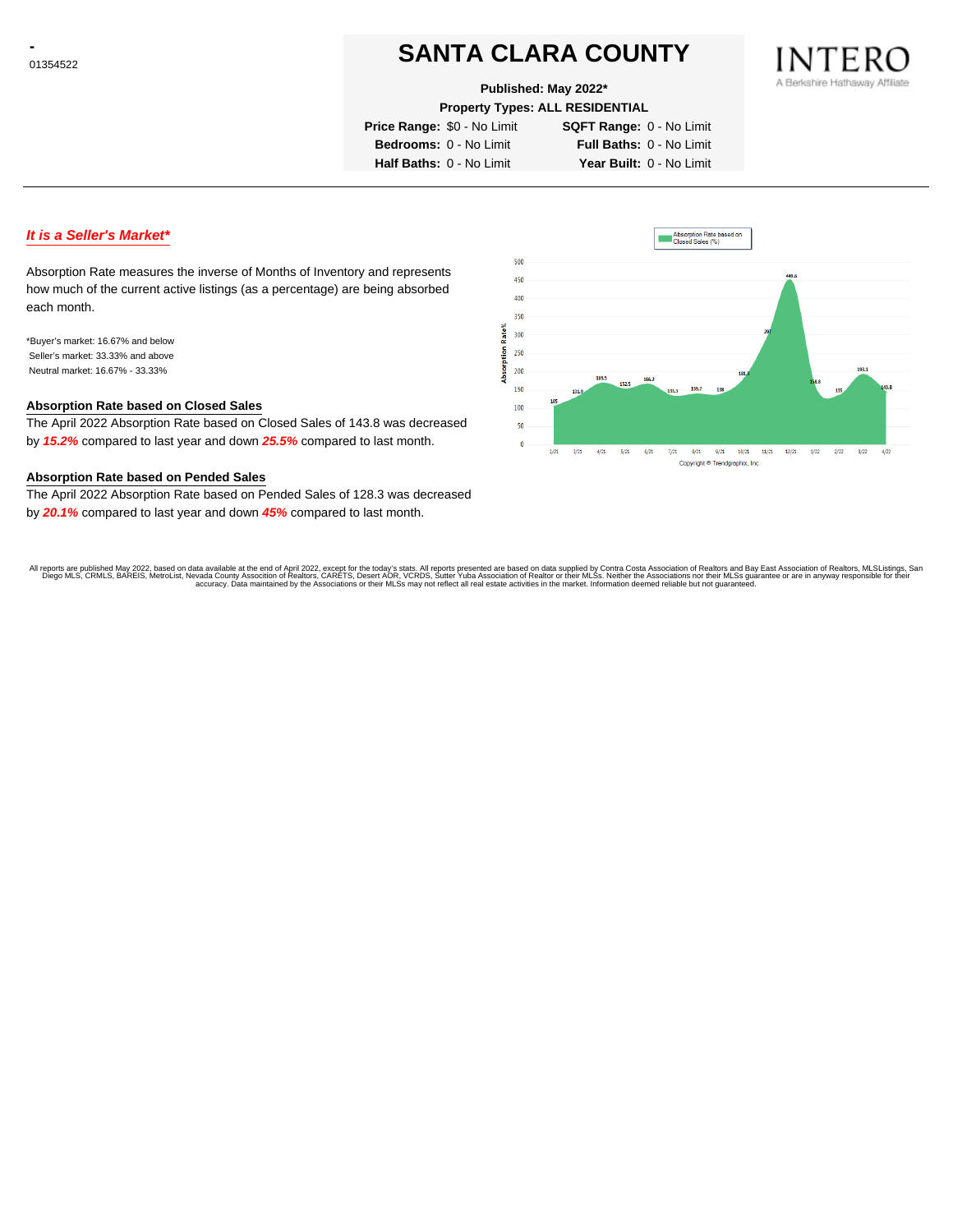-
01354522

# SANTA CLARA COUNTY

INTERO
A Berkshire Hathaway Affiliate

**Published: May 2022***

**Property Types: ALL RESIDENTIAL**

**Price Range:** $0 - No Limit **SQFT Range:** 0 - No Limit
**Bedrooms:** 0 - No Limit **Full Baths:** 0 - No Limit
**Half Baths:** 0 - No Limit **Year Built:** 0 - No Limit

## *It is a Seller's Market**

Absorption Rate measures the inverse of Months of Inventory and represents how much of the current active listings (as a percentage) are being absorbed each month.

*Buyer's market: 16.67% and below
Seller's market: 33.33% and above
Neutral market: 16.67% - 33.33%

### Absorption Rate based on Closed Sales

The April 2022 Absorption Rate based on Closed Sales of 143.8 was decreased by ***15.2%*** compared to last year and down ***25.5%*** compared to last month.

### Absorption Rate based on Pended Sales

The April 2022 Absorption Rate based on Pended Sales of 128.3 was decreased by ***20.1%*** compared to last year and down ***45%*** compared to last month.

Absorption Rate based on Closed Sales (%)

Absorption Rate%

500
450
400
350
300
250
200
150
100
50
0

105
131.9
169.5
152.5
166.2
135.1
139.7
138
181.3
297
449.6
158.8
135
193.1
143.8

2/21 3/21 4/21 5/21 6/21 7/21 8/21 9/21 10/21 11/21 12/21 1/22 2/22 3/22 4/22

Copyright ® Trendgraphix, Inc.

All reports are published May 2022, based on data available at the end of April 2022, except for the today's stats. All reports presented are based on data supplied by Contra Costa Association of Realtors and Bay East Association of Realtors, MLSListings, San Diego MLS, CRMLS, BAREIS, MetroList, Nevada County Association of Realtors, CARETS, Desert AOR, VCRDS, Sutter Yuba Association of Realtor or their MLSs. Neither the Associations nor their MLSs guarantee or are in anyway responsible for their accuracy. Data maintained by the Associations or their MLSs may not reflect all real estate activities in the market. Information deemed reliable but not guaranteed.